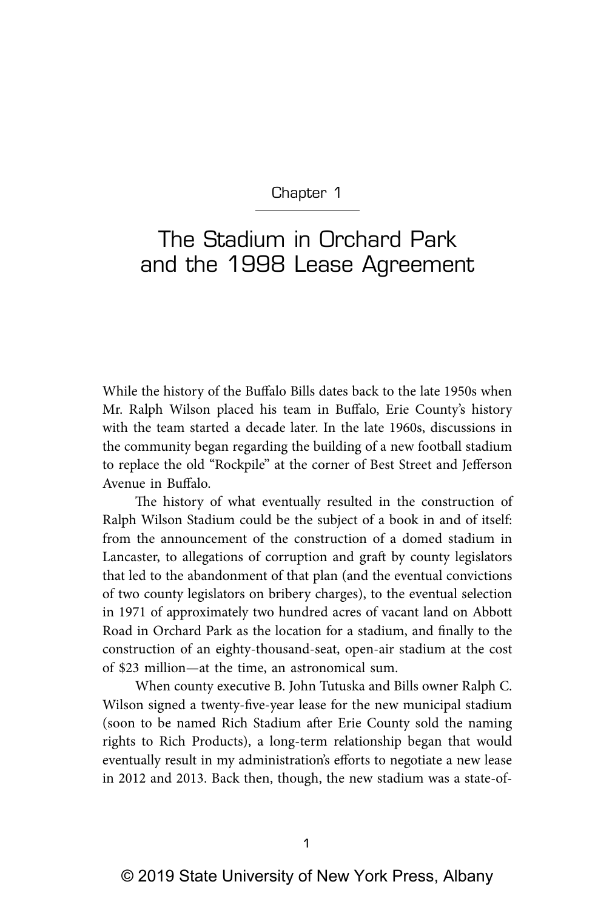Chapter 1

# The Stadium in Orchard Park and the 1998 Lease Agreement

While the history of the Buffalo Bills dates back to the late 1950s when Mr. Ralph Wilson placed his team in Buffalo, Erie County's history with the team started a decade later. In the late 1960s, discussions in the community began regarding the building of a new football stadium to replace the old "Rockpile" at the corner of Best Street and Jefferson Avenue in Buffalo.

The history of what eventually resulted in the construction of Ralph Wilson Stadium could be the subject of a book in and of itself: from the announcement of the construction of a domed stadium in Lancaster, to allegations of corruption and graft by county legislators that led to the abandonment of that plan (and the eventual convictions of two county legislators on bribery charges), to the eventual selection in 1971 of approximately two hundred acres of vacant land on Abbott Road in Orchard Park as the location for a stadium, and finally to the construction of an eighty-thousand-seat, open-air stadium at the cost of $23 million—at the time, an astronomical sum.

When county executive B. John Tutuska and Bills owner Ralph C. Wilson signed a twenty-five-year lease for the new municipal stadium (soon to be named Rich Stadium after Erie County sold the naming rights to Rich Products), a long-term relationship began that would eventually result in my administration's efforts to negotiate a new lease in 2012 and 2013. Back then, though, the new stadium was a state-of-

© 2019 State University of New York Press, Albany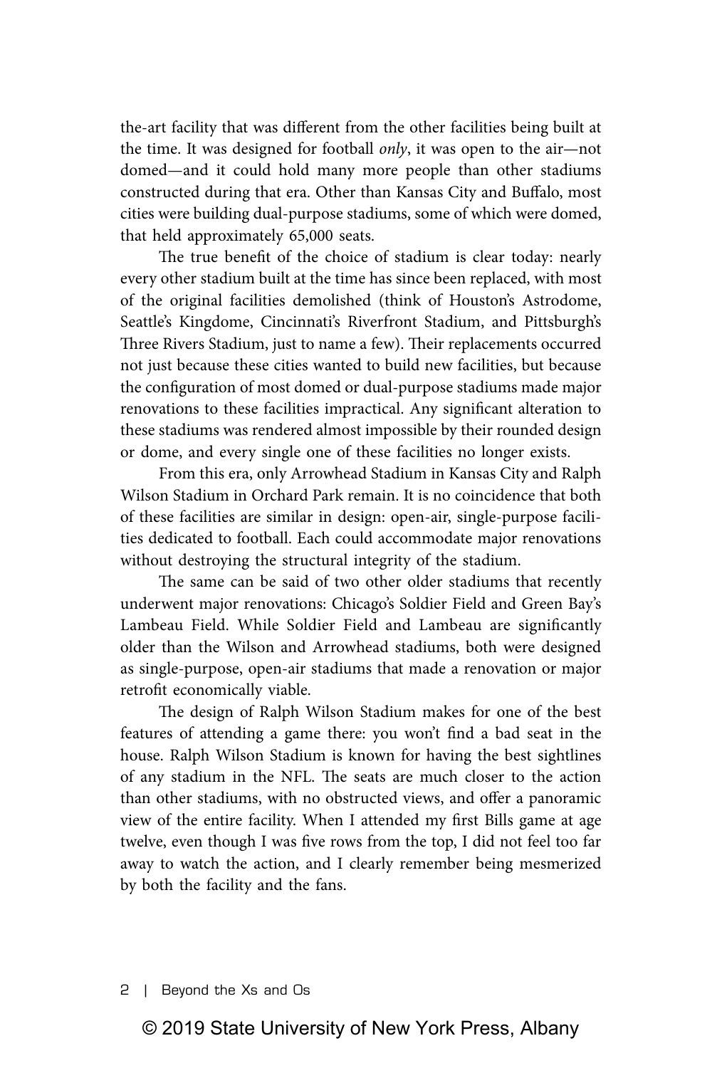the-art facility that was different from the other facilities being built at the time. It was designed for football *only*, it was open to the air—not domed—and it could hold many more people than other stadiums constructed during that era. Other than Kansas City and Buffalo, most cities were building dual-purpose stadiums, some of which were domed, that held approximately 65,000 seats.

The true benefit of the choice of stadium is clear today: nearly every other stadium built at the time has since been replaced, with most of the original facilities demolished (think of Houston's Astrodome, Seattle's Kingdome, Cincinnati's Riverfront Stadium, and Pittsburgh's Three Rivers Stadium, just to name a few). Their replacements occurred not just because these cities wanted to build new facilities, but because the configuration of most domed or dual-purpose stadiums made major renovations to these facilities impractical. Any significant alteration to these stadiums was rendered almost impossible by their rounded design or dome, and every single one of these facilities no longer exists.

From this era, only Arrowhead Stadium in Kansas City and Ralph Wilson Stadium in Orchard Park remain. It is no coincidence that both of these facilities are similar in design: open-air, single-purpose facilities dedicated to football. Each could accommodate major renovations without destroying the structural integrity of the stadium.

The same can be said of two other older stadiums that recently underwent major renovations: Chicago's Soldier Field and Green Bay's Lambeau Field. While Soldier Field and Lambeau are significantly older than the Wilson and Arrowhead stadiums, both were designed as single-purpose, open-air stadiums that made a renovation or major retrofit economically viable.

The design of Ralph Wilson Stadium makes for one of the best features of attending a game there: you won't find a bad seat in the house. Ralph Wilson Stadium is known for having the best sightlines of any stadium in the NFL. The seats are much closer to the action than other stadiums, with no obstructed views, and offer a panoramic view of the entire facility. When I attended my first Bills game at age twelve, even though I was five rows from the top, I did not feel too far away to watch the action, and I clearly remember being mesmerized by both the facility and the fans.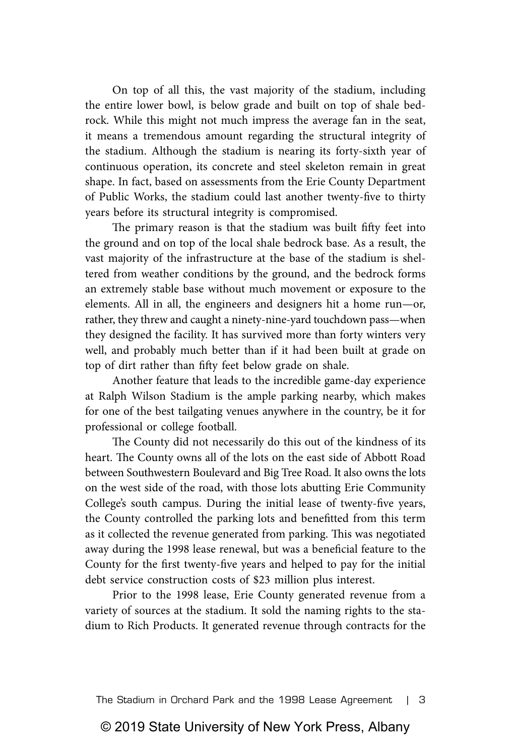On top of all this, the vast majority of the stadium, including the entire lower bowl, is below grade and built on top of shale bedrock. While this might not much impress the average fan in the seat, it means a tremendous amount regarding the structural integrity of the stadium. Although the stadium is nearing its forty-sixth year of continuous operation, its concrete and steel skeleton remain in great shape. In fact, based on assessments from the Erie County Department of Public Works, the stadium could last another twenty-five to thirty years before its structural integrity is compromised.

The primary reason is that the stadium was built fifty feet into the ground and on top of the local shale bedrock base. As a result, the vast majority of the infrastructure at the base of the stadium is sheltered from weather conditions by the ground, and the bedrock forms an extremely stable base without much movement or exposure to the elements. All in all, the engineers and designers hit a home run—or, rather, they threw and caught a ninety-nine-yard touchdown pass—when they designed the facility. It has survived more than forty winters very well, and probably much better than if it had been built at grade on top of dirt rather than fifty feet below grade on shale.

Another feature that leads to the incredible game-day experience at Ralph Wilson Stadium is the ample parking nearby, which makes for one of the best tailgating venues anywhere in the country, be it for professional or college football.

The County did not necessarily do this out of the kindness of its heart. The County owns all of the lots on the east side of Abbott Road between Southwestern Boulevard and Big Tree Road. It also owns the lots on the west side of the road, with those lots abutting Erie Community College's south campus. During the initial lease of twenty-five years, the County controlled the parking lots and benefitted from this term as it collected the revenue generated from parking. This was negotiated away during the 1998 lease renewal, but was a beneficial feature to the County for the first twenty-five years and helped to pay for the initial debt service construction costs of $23 million plus interest.

Prior to the 1998 lease, Erie County generated revenue from a variety of sources at the stadium. It sold the naming rights to the stadium to Rich Products. It generated revenue through contracts for the

© 2019 State University of New York Press, Albany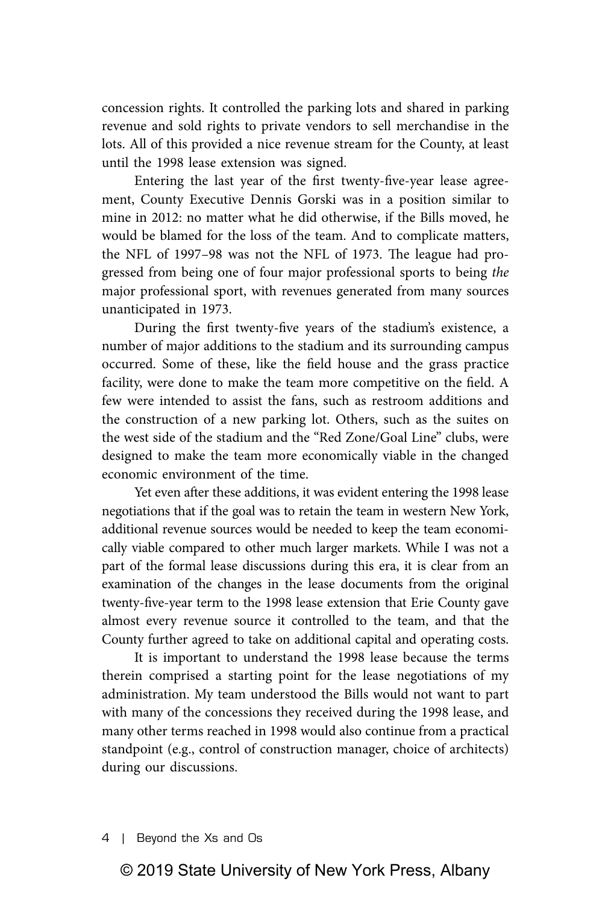concession rights. It controlled the parking lots and shared in parking revenue and sold rights to private vendors to sell merchandise in the lots. All of this provided a nice revenue stream for the County, at least until the 1998 lease extension was signed.

Entering the last year of the first twenty-five-year lease agreement, County Executive Dennis Gorski was in a position similar to mine in 2012: no matter what he did otherwise, if the Bills moved, he would be blamed for the loss of the team. And to complicate matters, the NFL of 1997–98 was not the NFL of 1973. The league had progressed from being one of four major professional sports to being *the* major professional sport, with revenues generated from many sources unanticipated in 1973.

During the first twenty-five years of the stadium's existence, a number of major additions to the stadium and its surrounding campus occurred. Some of these, like the field house and the grass practice facility, were done to make the team more competitive on the field. A few were intended to assist the fans, such as restroom additions and the construction of a new parking lot. Others, such as the suites on the west side of the stadium and the "Red Zone/Goal Line" clubs, were designed to make the team more economically viable in the changed economic environment of the time.

Yet even after these additions, it was evident entering the 1998 lease negotiations that if the goal was to retain the team in western New York, additional revenue sources would be needed to keep the team economically viable compared to other much larger markets. While I was not a part of the formal lease discussions during this era, it is clear from an examination of the changes in the lease documents from the original twenty-five-year term to the 1998 lease extension that Erie County gave almost every revenue source it controlled to the team, and that the County further agreed to take on additional capital and operating costs.

It is important to understand the 1998 lease because the terms therein comprised a starting point for the lease negotiations of my administration. My team understood the Bills would not want to part with many of the concessions they received during the 1998 lease, and many other terms reached in 1998 would also continue from a practical standpoint (e.g., control of construction manager, choice of architects) during our discussions.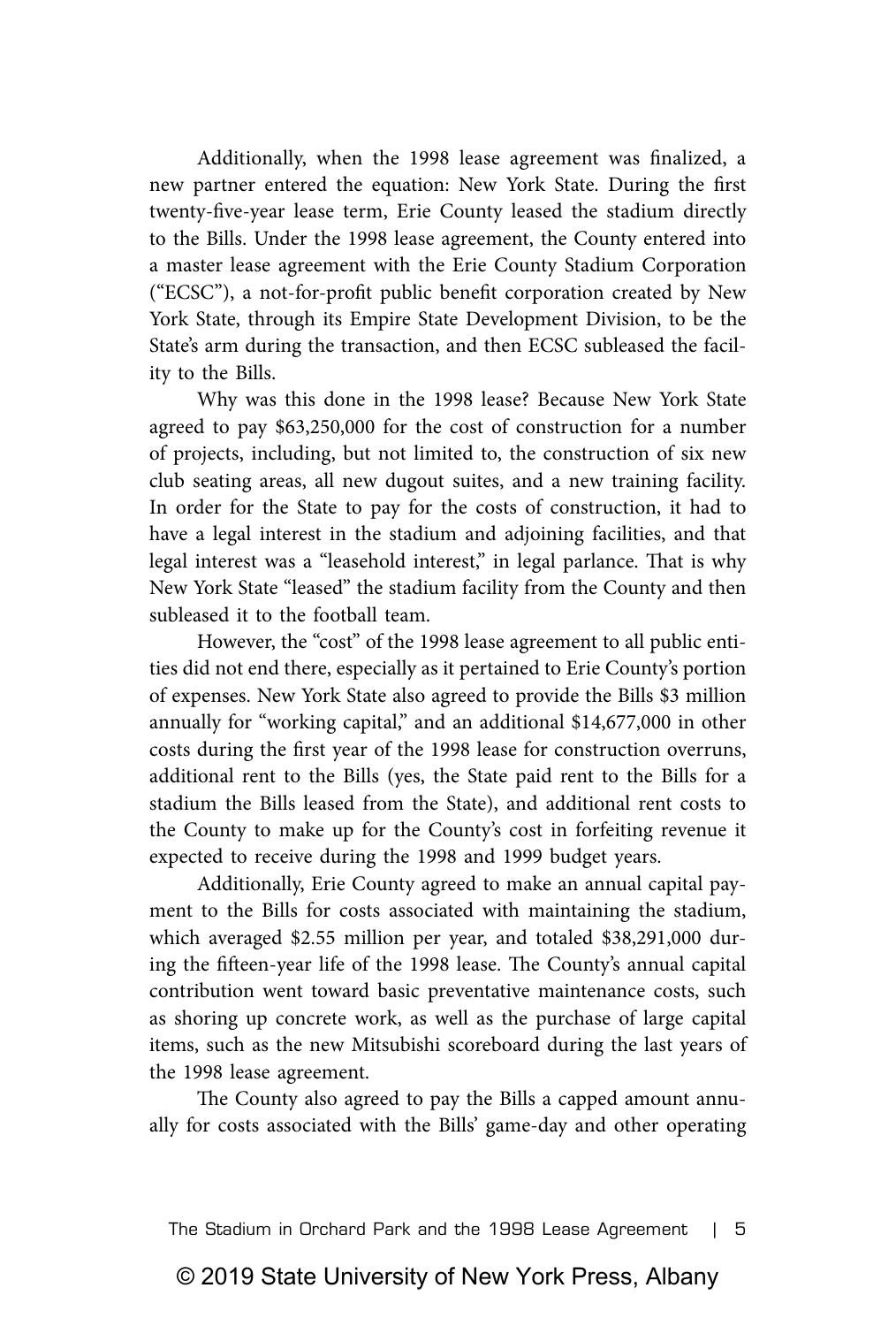Additionally, when the 1998 lease agreement was finalized, a new partner entered the equation: New York State. During the first twenty-five-year lease term, Erie County leased the stadium directly to the Bills. Under the 1998 lease agreement, the County entered into a master lease agreement with the Erie County Stadium Corporation ("ECSC"), a not-for-profit public benefit corporation created by New York State, through its Empire State Development Division, to be the State's arm during the transaction, and then ECSC subleased the facility to the Bills.

Why was this done in the 1998 lease? Because New York State agreed to pay $63,250,000 for the cost of construction for a number of projects, including, but not limited to, the construction of six new club seating areas, all new dugout suites, and a new training facility. In order for the State to pay for the costs of construction, it had to have a legal interest in the stadium and adjoining facilities, and that legal interest was a "leasehold interest," in legal parlance. That is why New York State "leased" the stadium facility from the County and then subleased it to the football team.

However, the "cost" of the 1998 lease agreement to all public entities did not end there, especially as it pertained to Erie County's portion of expenses. New York State also agreed to provide the Bills $3 million annually for "working capital," and an additional $14,677,000 in other costs during the first year of the 1998 lease for construction overruns, additional rent to the Bills (yes, the State paid rent to the Bills for a stadium the Bills leased from the State), and additional rent costs to the County to make up for the County's cost in forfeiting revenue it expected to receive during the 1998 and 1999 budget years.

Additionally, Erie County agreed to make an annual capital payment to the Bills for costs associated with maintaining the stadium, which averaged $2.55 million per year, and totaled $38,291,000 during the fifteen-year life of the 1998 lease. The County's annual capital contribution went toward basic preventative maintenance costs, such as shoring up concrete work, as well as the purchase of large capital items, such as the new Mitsubishi scoreboard during the last years of the 1998 lease agreement.

The County also agreed to pay the Bills a capped amount annually for costs associated with the Bills' game-day and other operating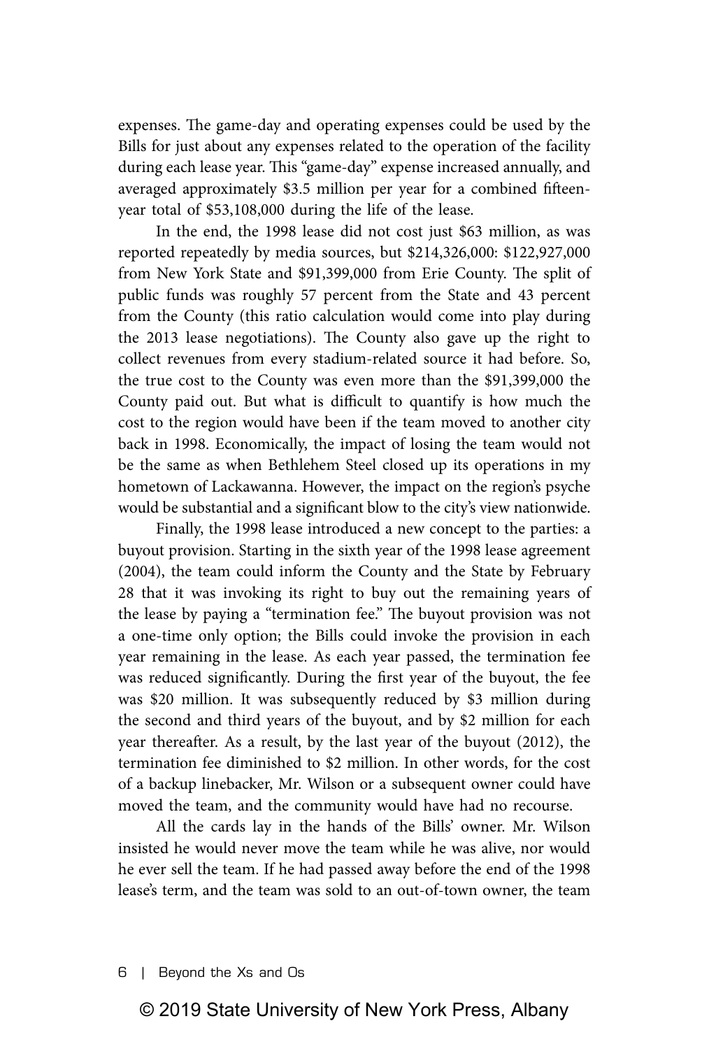expenses. The game-day and operating expenses could be used by the Bills for just about any expenses related to the operation of the facility during each lease year. This "game-day" expense increased annually, and averaged approximately $3.5 million per year for a combined fifteen-year total of $53,108,000 during the life of the lease.

In the end, the 1998 lease did not cost just $63 million, as was reported repeatedly by media sources, but $214,326,000: $122,927,000 from New York State and $91,399,000 from Erie County. The split of public funds was roughly 57 percent from the State and 43 percent from the County (this ratio calculation would come into play during the 2013 lease negotiations). The County also gave up the right to collect revenues from every stadium-related source it had before. So, the true cost to the County was even more than the $91,399,000 the County paid out. But what is difficult to quantify is how much the cost to the region would have been if the team moved to another city back in 1998. Economically, the impact of losing the team would not be the same as when Bethlehem Steel closed up its operations in my hometown of Lackawanna. However, the impact on the region's psyche would be substantial and a significant blow to the city's view nationwide.

Finally, the 1998 lease introduced a new concept to the parties: a buyout provision. Starting in the sixth year of the 1998 lease agreement (2004), the team could inform the County and the State by February 28 that it was invoking its right to buy out the remaining years of the lease by paying a "termination fee." The buyout provision was not a one-time only option; the Bills could invoke the provision in each year remaining in the lease. As each year passed, the termination fee was reduced significantly. During the first year of the buyout, the fee was $20 million. It was subsequently reduced by $3 million during the second and third years of the buyout, and by $2 million for each year thereafter. As a result, by the last year of the buyout (2012), the termination fee diminished to $2 million. In other words, for the cost of a backup linebacker, Mr. Wilson or a subsequent owner could have moved the team, and the community would have had no recourse.

All the cards lay in the hands of the Bills' owner. Mr. Wilson insisted he would never move the team while he was alive, nor would he ever sell the team. If he had passed away before the end of the 1998 lease's term, and the team was sold to an out-of-town owner, the team

© 2019 State University of New York Press, Albany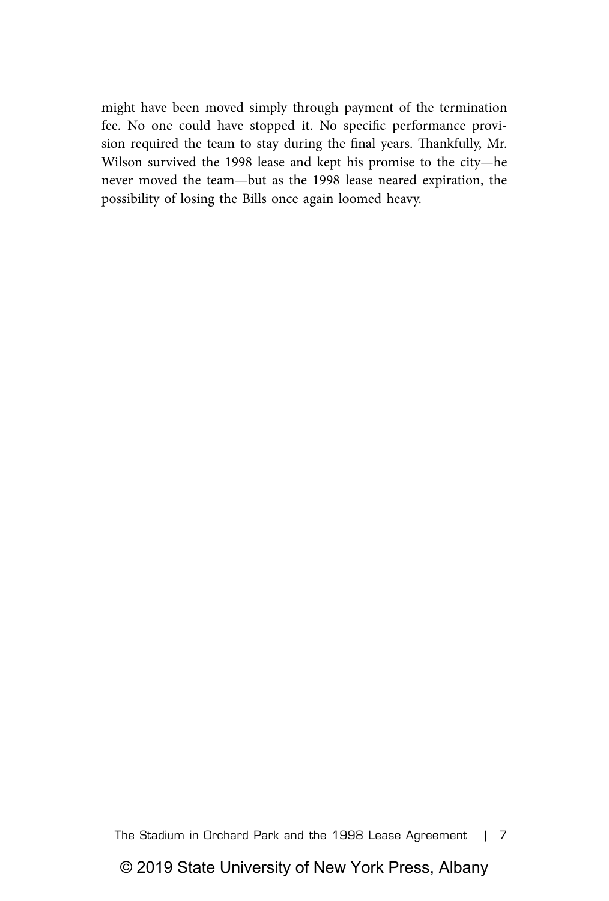might have been moved simply through payment of the termination fee. No one could have stopped it. No specific performance provision required the team to stay during the final years. Thankfully, Mr. Wilson survived the 1998 lease and kept his promise to the city—he never moved the team—but as the 1998 lease neared expiration, the possibility of losing the Bills once again loomed heavy.

© 2019 State University of New York Press, Albany